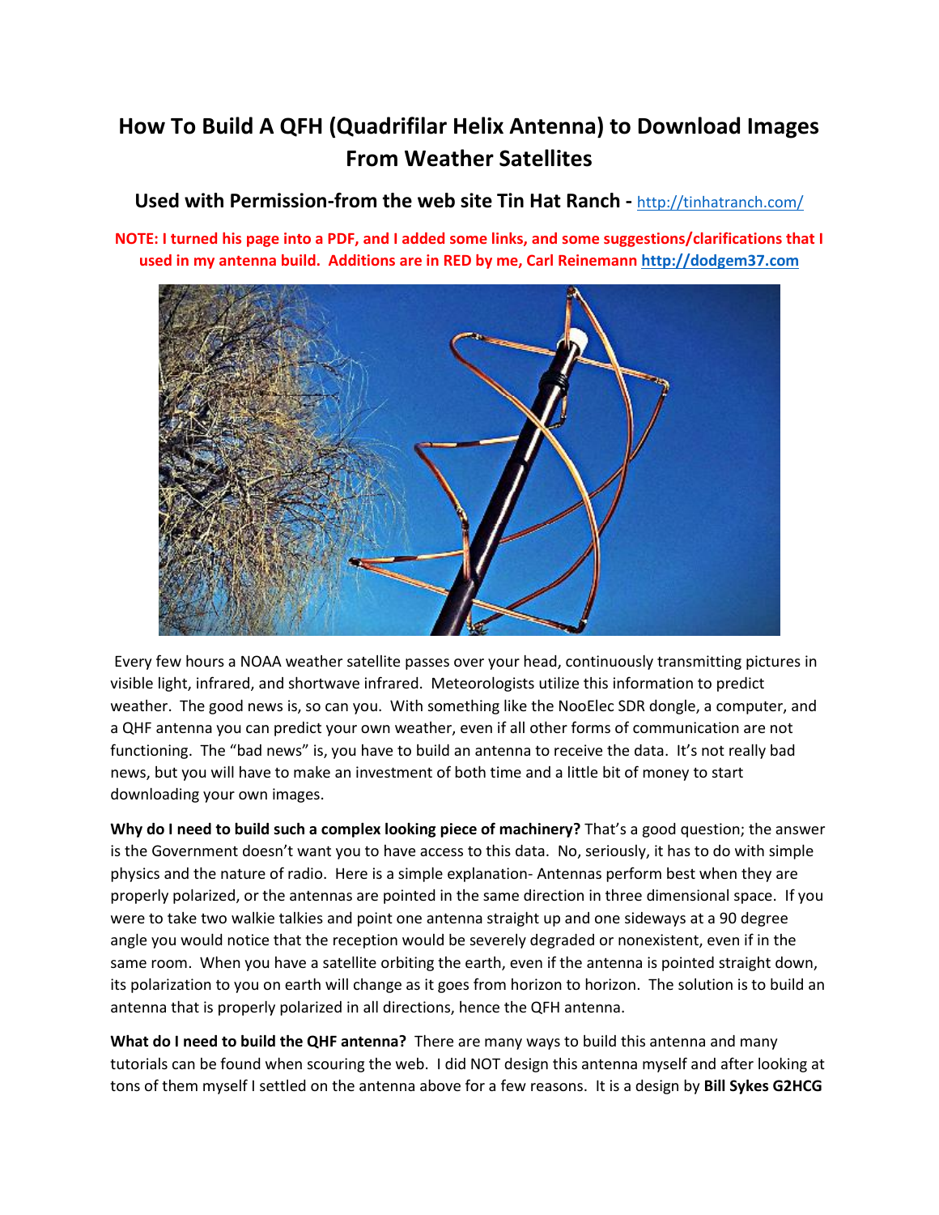# How To Build A QFH (Quadrifilar Helix Antenna) to Download Images From Weather Satellites

## Used with Permission-from the web site Tin Hat Ranch - http://tinhatranch.com/

**NOTE: I turned his page into a PDF, and I added some links, and some suggestions/clarifications that I used in my antenna build. Additions are in RED by me, Carl Reinemann http://dodgem37.com**

Every few hours a NOAA weather satellite passes over your head, continuously transmitting pictures in visible light, infrared, and shortwave infrared. Meteorologists utilize this information to predict weather. The good news is, so can you. With something like the NooElec SDR dongle, a computer, and a QHF antenna you can predict your own weather, even if all other forms of communication are not functioning. The "bad news" is, you have to build an antenna to receive the data. It's not really bad news, but you will have to make an investment of both time and a little bit of money to start downloading your own images.

**Why do I need to build such a complex looking piece of machinery?** That's a good question; the answer is the Government doesn't want you to have access to this data. No, seriously, it has to do with simple physics and the nature of radio. Here is a simple explanation- Antennas perform best when they are properly polarized, or the antennas are pointed in the same direction in three dimensional space. If you were to take two walkie talkies and point one antenna straight up and one sideways at a 90 degree angle you would notice that the reception would be severely degraded or nonexistent, even if in the same room. When you have a satellite orbiting the earth, even if the antenna is pointed straight down, its polarization to you on earth will change as it goes from horizon to horizon. The solution is to build an antenna that is properly polarized in all directions, hence the QFH antenna.

**What do I need to build the QHF antenna?** There are many ways to build this antenna and many tutorials can be found when scouring the web. I did NOT design this antenna myself and after looking at tons of them myself I settled on the antenna above for a few reasons. It is a design by **Bill Sykes G2HCG**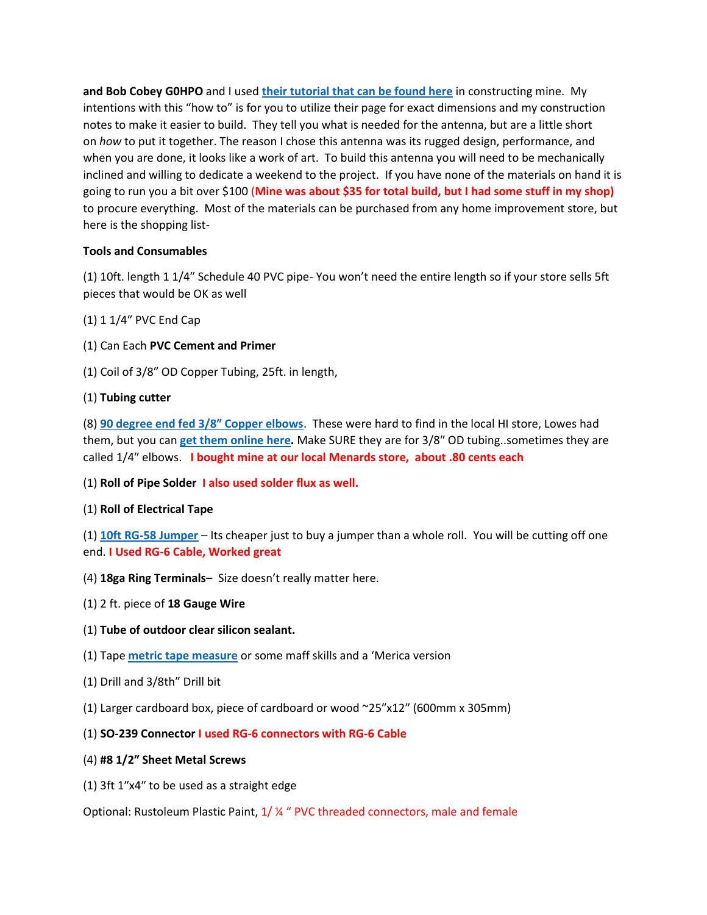**and Bob Cobey G0HPO** and I used **[their tutorial that can be found here]** in constructing mine. My intentions with this "how to" is for you to utilize their page for exact dimensions and my construction notes to make it easier to build. They tell you what is needed for the antenna, but are a little short on *how* to put it together. The reason I chose this antenna was its rugged design, performance, and when you are done, it looks like a work of art. To build this antenna you will need to be mechanically inclined and willing to dedicate a weekend to the project. If you have none of the materials on hand it is going to run you a bit over $100 (**Mine was about $35 for total build, but I had some stuff in my shop)** to procure everything. Most of the materials can be purchased from any home improvement store, but here is the shopping list-

**Tools and Consumables**

(1) 10ft. length 1 1/4" Schedule 40 PVC pipe- You won't need the entire length so if your store sells 5ft pieces that would be OK as well

(1) 1 1/4" PVC End Cap

(1) Can Each **PVC Cement and Primer**

(1) Coil of 3/8" OD Copper Tubing, 25ft. in length,

(1) **Tubing cutter**

(8) **[90 degree end fed 3/8" Copper elbows]**. These were hard to find in the local HI store, Lowes had them, but you can **[get them online here]**. Make SURE they are for 3/8" OD tubing..sometimes they are called 1/4" elbows. **I bought mine at our local Menards store, about .80 cents each**

(1) **Roll of Pipe Solder** **I also used solder flux as well.**

(1) **Roll of Electrical Tape**

(1) **[10ft RG-58 Jumper]** – Its cheaper just to buy a jumper than a whole roll. You will be cutting off one end. **I Used RG-6 Cable, Worked great**

(4) **18ga Ring Terminals**– Size doesn't really matter here.

(1) 2 ft. piece of **18 Gauge Wire**

(1) **Tube of outdoor clear silicon sealant.**

(1) Tape **[metric tape measure]** or some maff skills and a 'Merica version

(1) Drill and 3/8th" Drill bit

(1) Larger cardboard box, piece of cardboard or wood ~25"x12" (600mm x 305mm)

(1) **SO-239 Connector** **I used RG-6 connectors with RG-6 Cable**

(4) **#8 1/2" Sheet Metal Screws**

(1) 3ft 1"x4" to be used as a straight edge

Optional: Rustoleum Plastic Paint, 1/ ¼ " PVC threaded connectors, male and female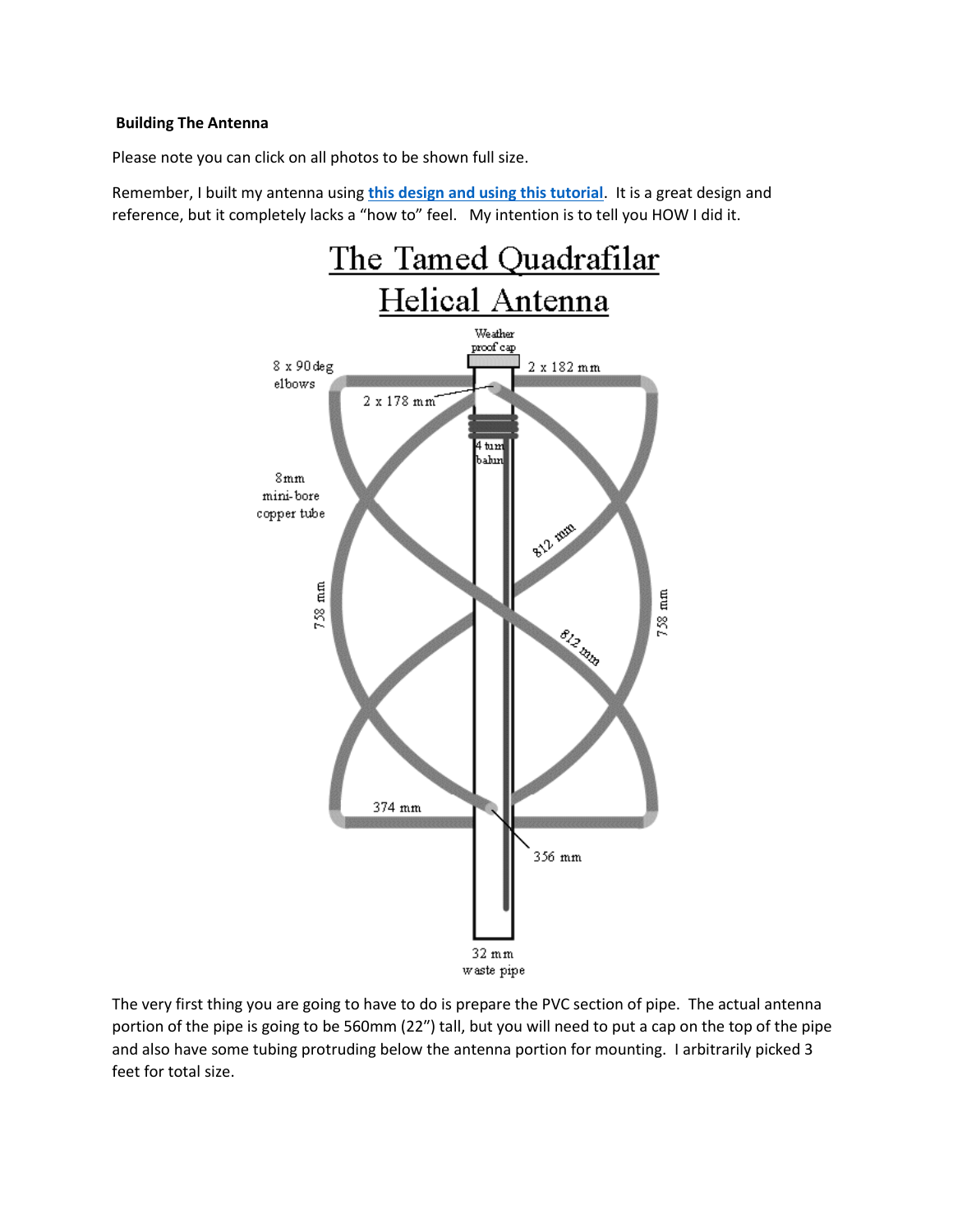**Building The Antenna**

Please note you can click on all photos to be shown full size.

Remember, I built my antenna using **this design and using this tutorial**. It is a great design and reference, but it completely lacks a "how to" feel. My intention is to tell you HOW I did it.

The very first thing you are going to have to do is prepare the PVC section of pipe. The actual antenna portion of the pipe is going to be 560mm (22") tall, but you will need to put a cap on the top of the pipe and also have some tubing protruding below the antenna portion for mounting. I arbitrarily picked 3 feet for total size.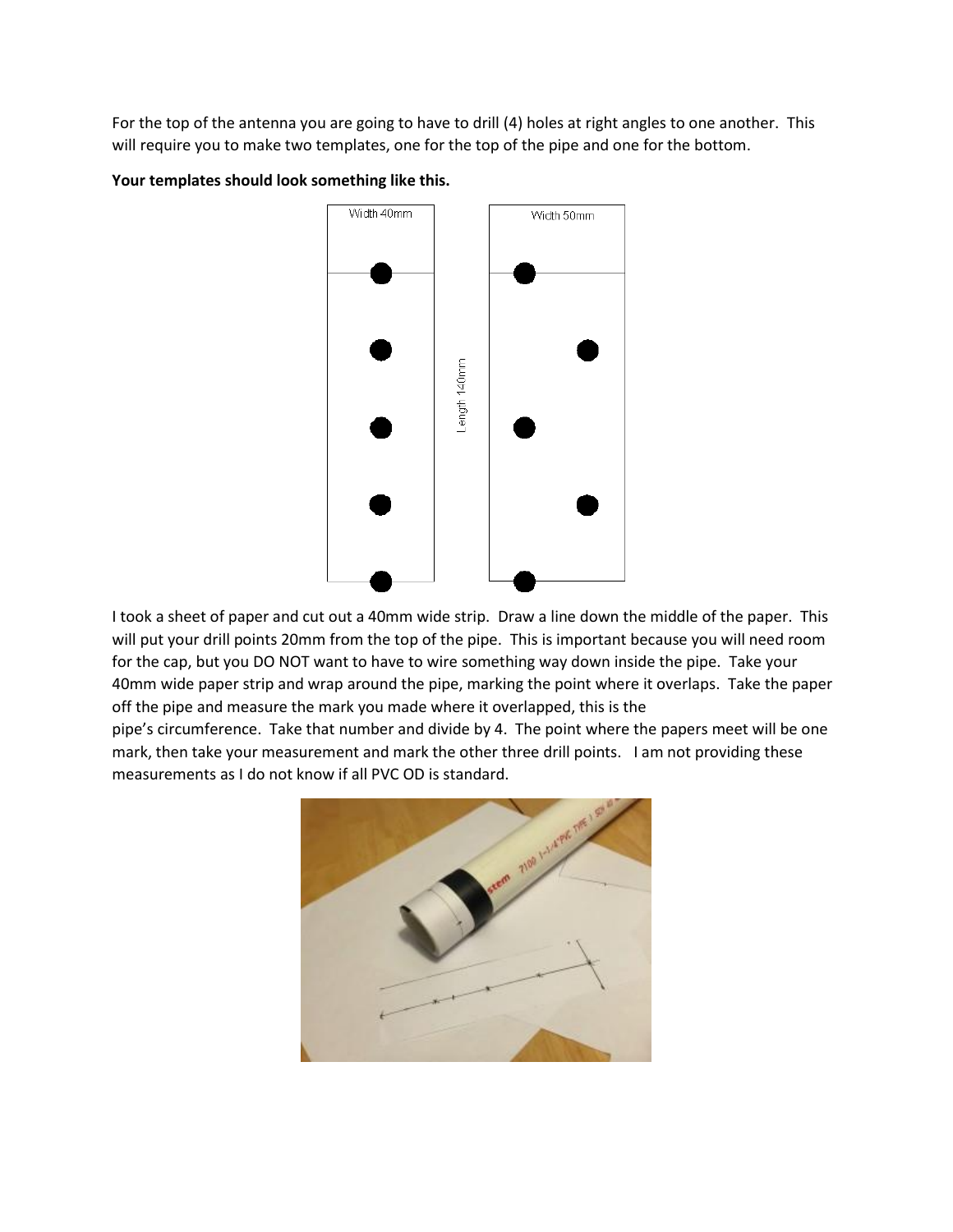For the top of the antenna you are going to have to drill (4) holes at right angles to one another. This will require you to make two templates, one for the top of the pipe and one for the bottom.

**Your templates should look something like this.**

I took a sheet of paper and cut out a 40mm wide strip. Draw a line down the middle of the paper. This will put your drill points 20mm from the top of the pipe. This is important because you will need room for the cap, but you DO NOT want to have to wire something way down inside the pipe. Take your 40mm wide paper strip and wrap around the pipe, marking the point where it overlaps. Take the paper off the pipe and measure the mark you made where it overlapped, this is the pipe's circumference. Take that number and divide by 4. The point where the papers meet will be one mark, then take your measurement and mark the other three drill points. I am not providing these measurements as I do not know if all PVC OD is standard.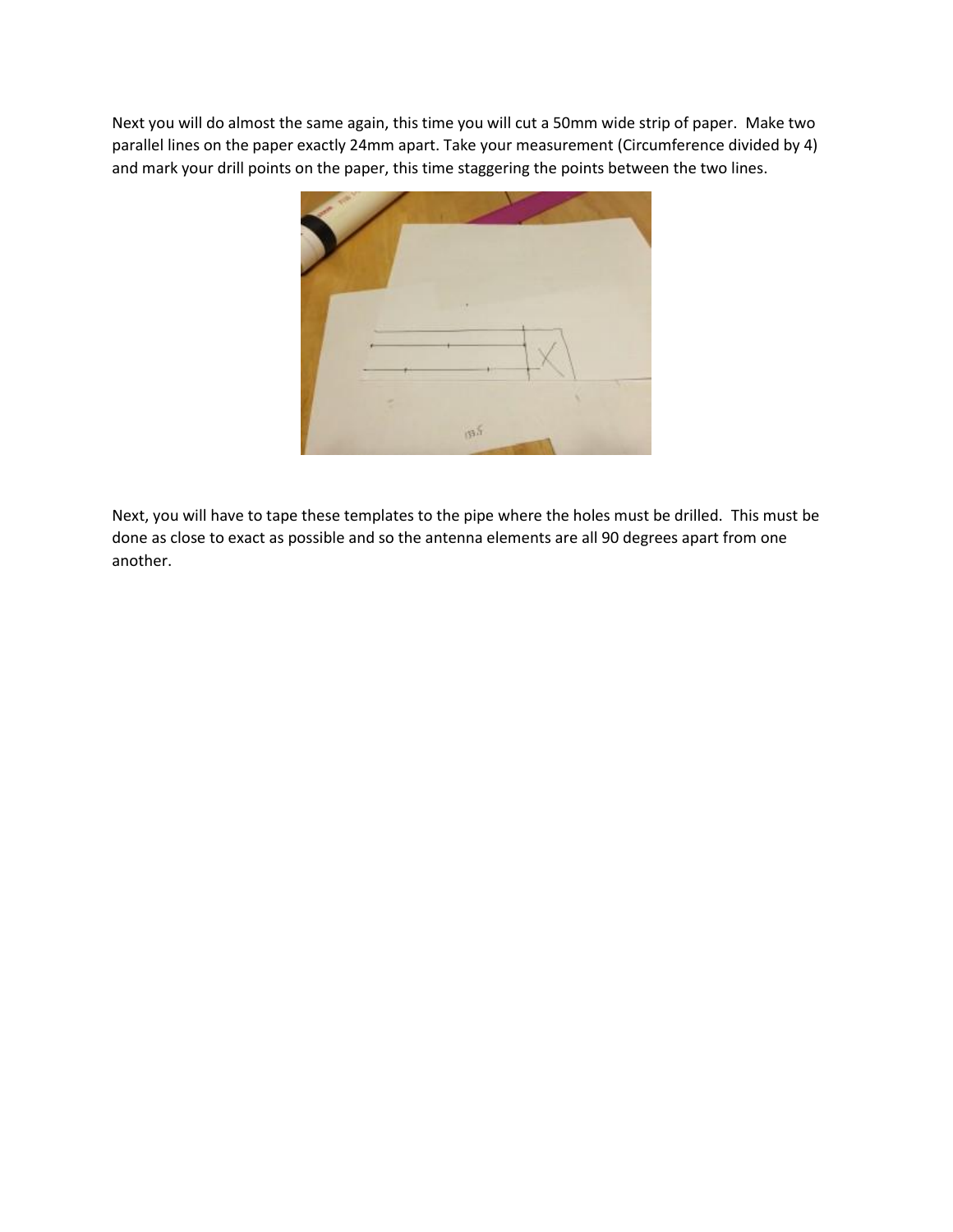Next you will do almost the same again, this time you will cut a 50mm wide strip of paper. Make two parallel lines on the paper exactly 24mm apart. Take your measurement (Circumference divided by 4) and mark your drill points on the paper, this time staggering the points between the two lines.

Next, you will have to tape these templates to the pipe where the holes must be drilled. This must be done as close to exact as possible and so the antenna elements are all 90 degrees apart from one another.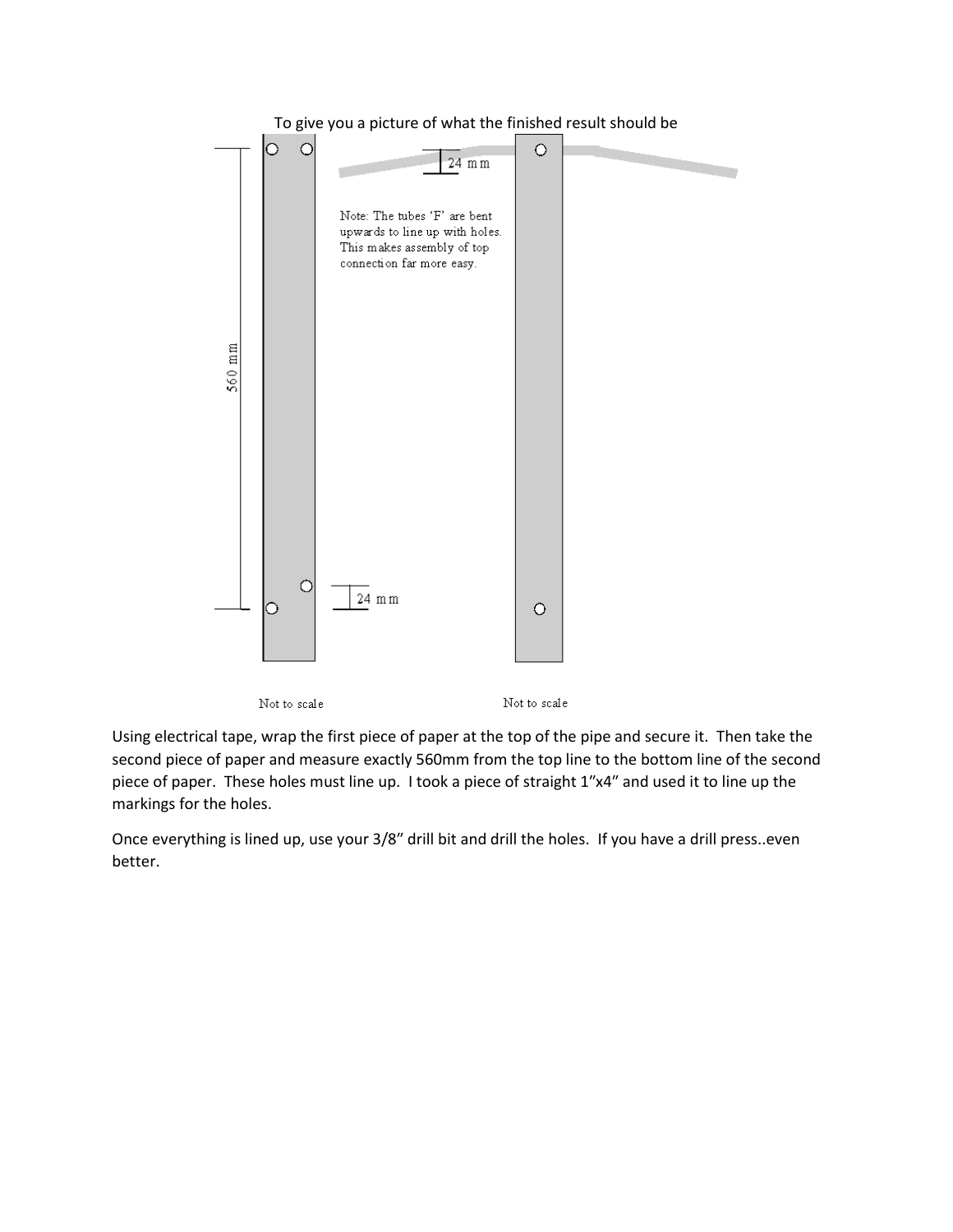To give you a picture of what the finished result should be

24 mm

Note: The tubes 'F' are bent upwards to line up with holes. This makes assembly of top connection far more easy.

560 mm

24 mm

Not to scale

Not to scale

Using electrical tape, wrap the first piece of paper at the top of the pipe and secure it. Then take the second piece of paper and measure exactly 560mm from the top line to the bottom line of the second piece of paper. These holes must line up. I took a piece of straight 1"x4" and used it to line up the markings for the holes.

Once everything is lined up, use your 3/8" drill bit and drill the holes. If you have a drill press..even better.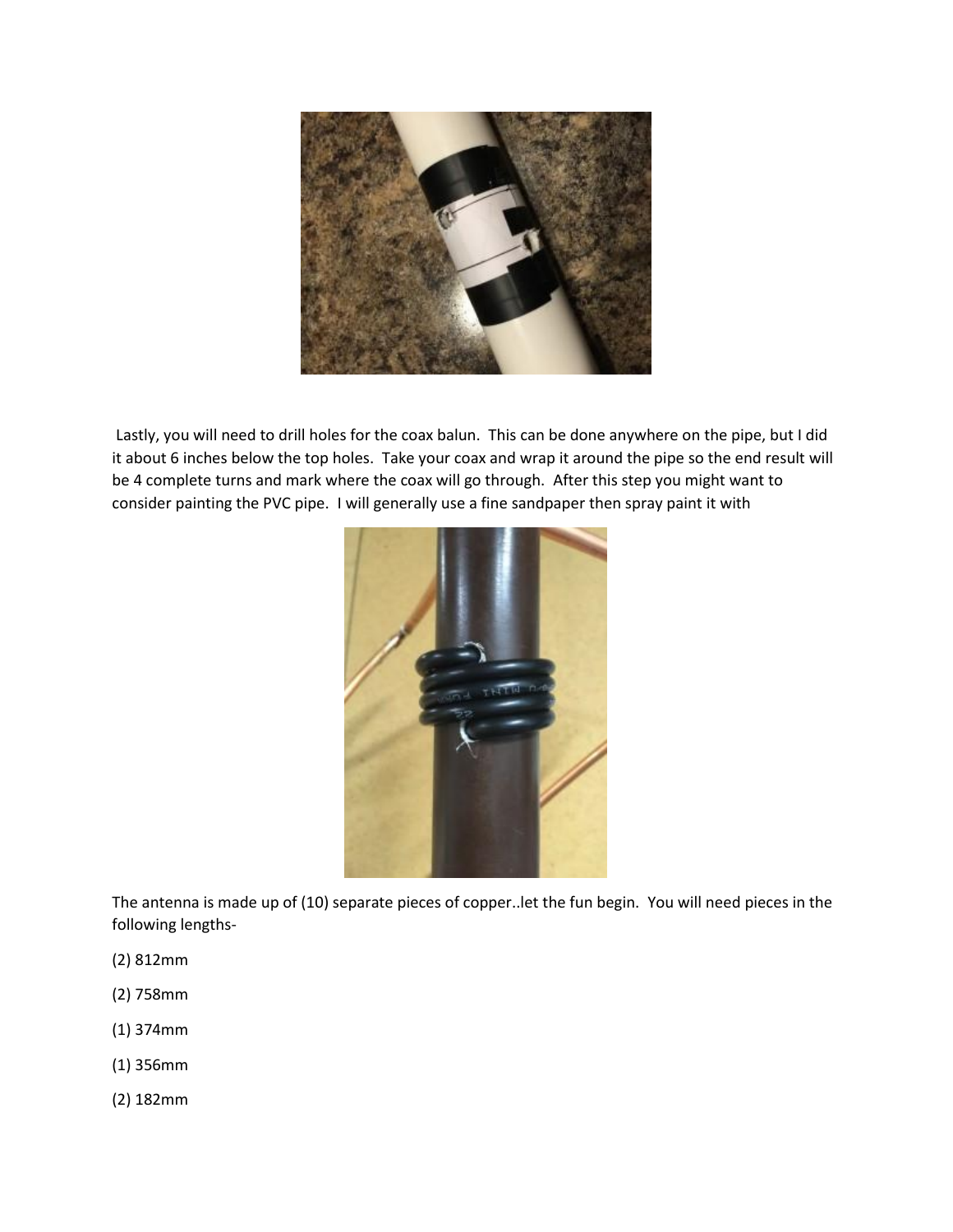Lastly, you will need to drill holes for the coax balun. This can be done anywhere on the pipe, but I did it about 6 inches below the top holes. Take your coax and wrap it around the pipe so the end result will be 4 complete turns and mark where the coax will go through. After this step you might want to consider painting the PVC pipe. I will generally use a fine sandpaper then spray paint it with

The antenna is made up of (10) separate pieces of copper..let the fun begin. You will need pieces in the following lengths-

(2) 812mm

(2) 758mm

(1) 374mm

(1) 356mm

(2) 182mm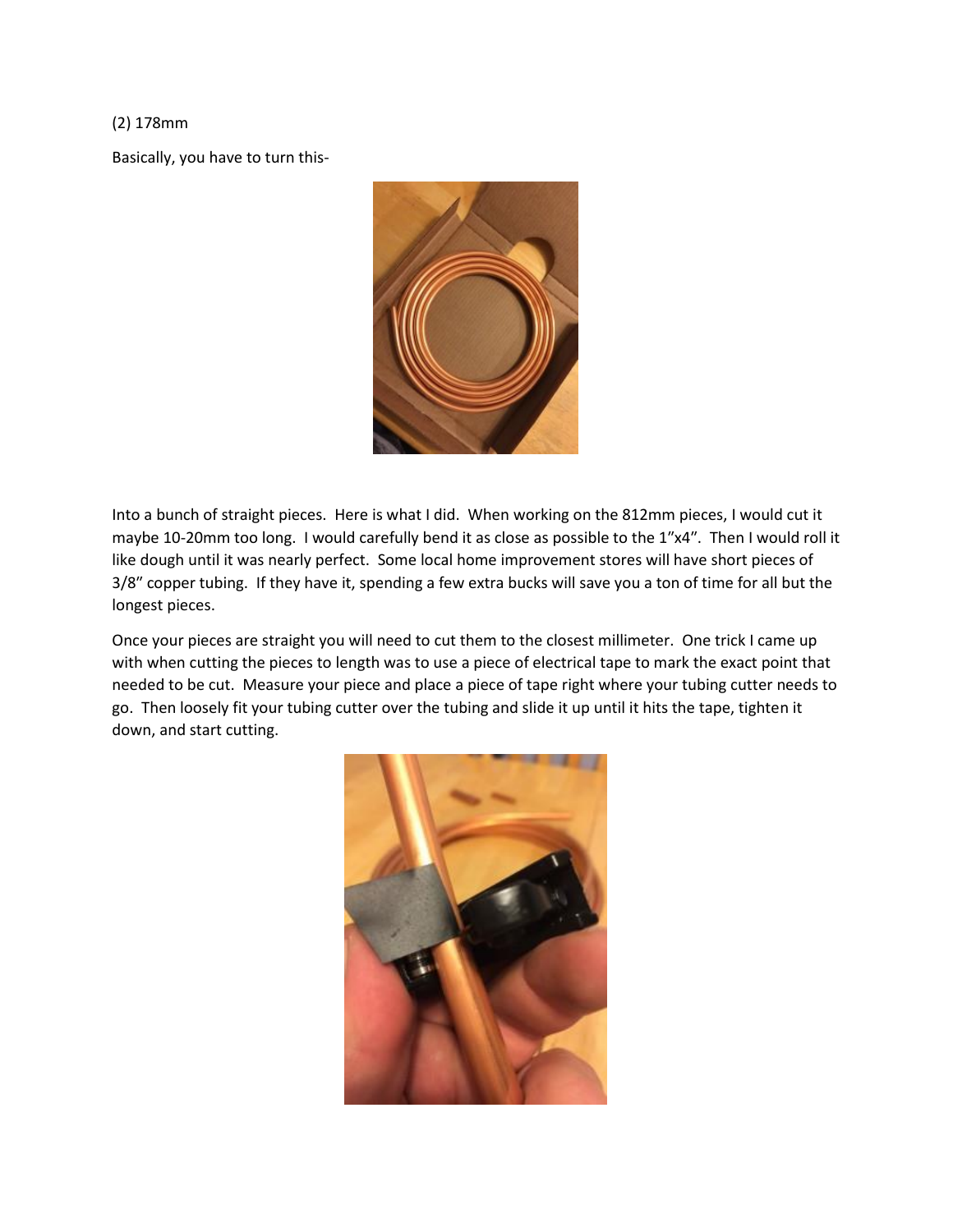(2) 178mm

Basically, you have to turn this-

Into a bunch of straight pieces. Here is what I did. When working on the 812mm pieces, I would cut it maybe 10-20mm too long. I would carefully bend it as close as possible to the 1"x4". Then I would roll it like dough until it was nearly perfect. Some local home improvement stores will have short pieces of 3/8" copper tubing. If they have it, spending a few extra bucks will save you a ton of time for all but the longest pieces.

Once your pieces are straight you will need to cut them to the closest millimeter. One trick I came up with when cutting the pieces to length was to use a piece of electrical tape to mark the exact point that needed to be cut. Measure your piece and place a piece of tape right where your tubing cutter needs to go. Then loosely fit your tubing cutter over the tubing and slide it up until it hits the tape, tighten it down, and start cutting.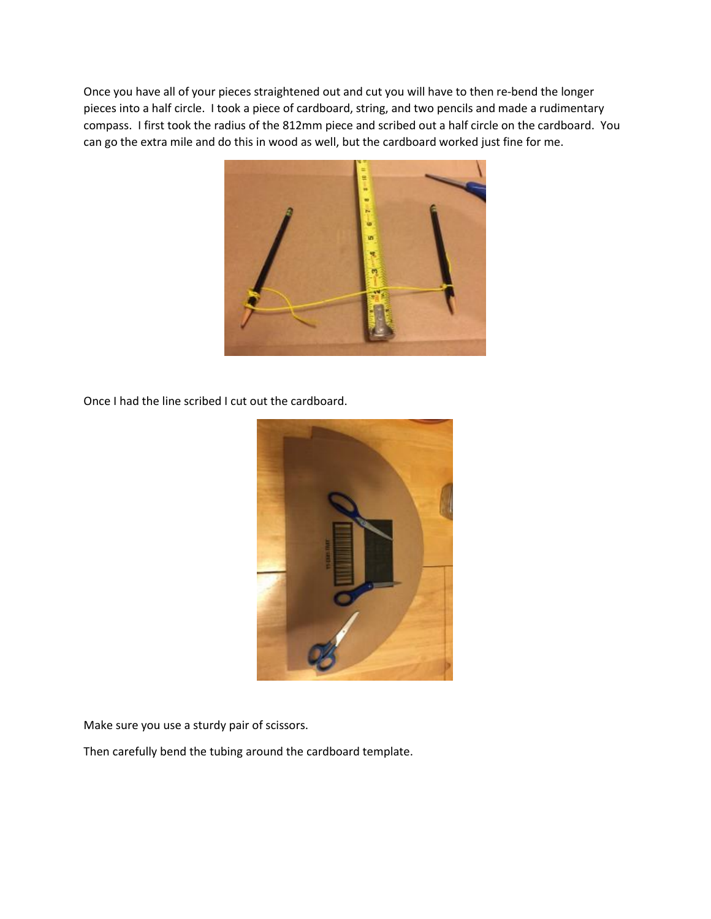Once you have all of your pieces straightened out and cut you will have to then re-bend the longer pieces into a half circle. I took a piece of cardboard, string, and two pencils and made a rudimentary compass. I first took the radius of the 812mm piece and scribed out a half circle on the cardboard. You can go the extra mile and do this in wood as well, but the cardboard worked just fine for me.

Once I had the line scribed I cut out the cardboard.

Make sure you use a sturdy pair of scissors.

Then carefully bend the tubing around the cardboard template.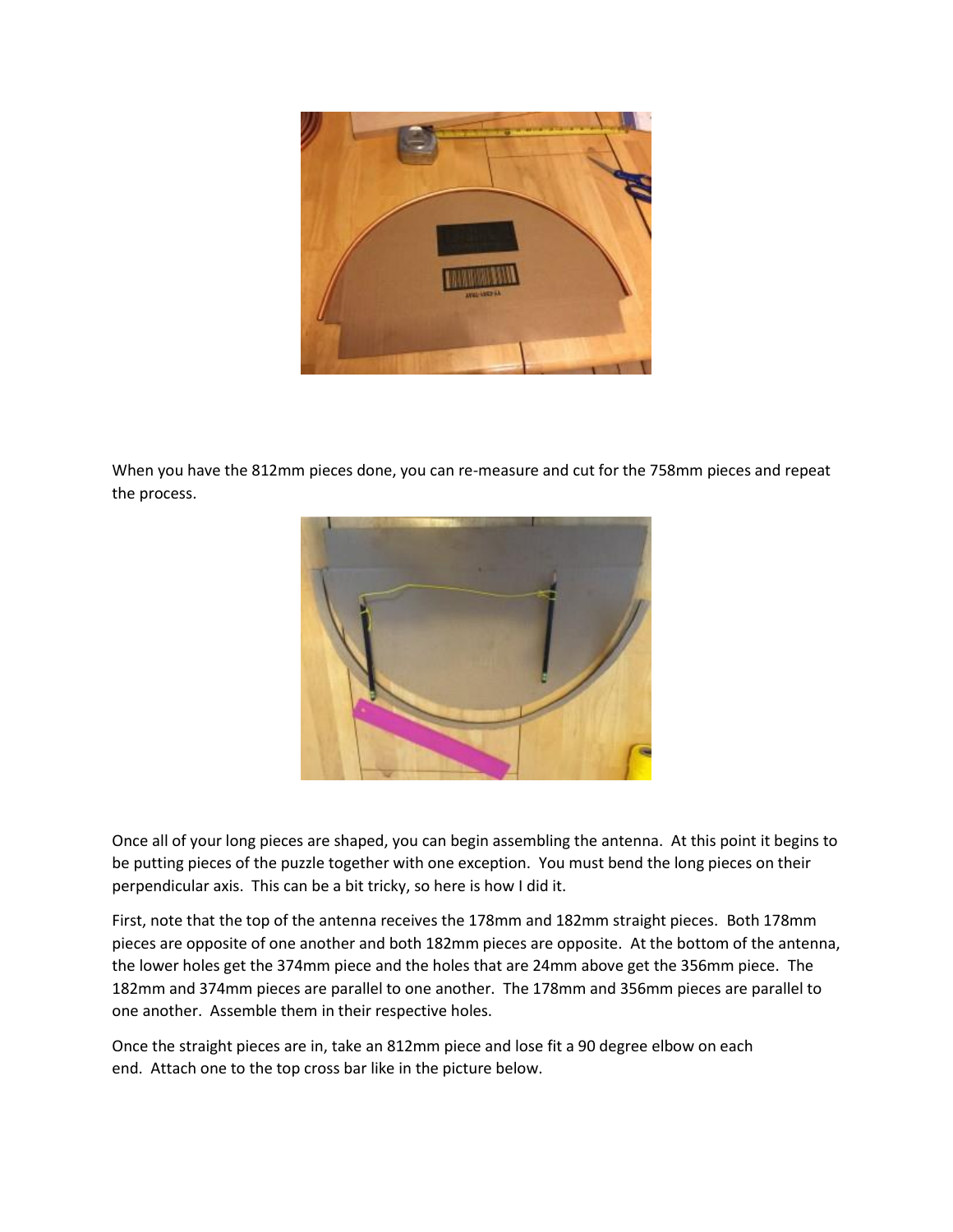When you have the 812mm pieces done, you can re-measure and cut for the 758mm pieces and repeat the process.

Once all of your long pieces are shaped, you can begin assembling the antenna. At this point it begins to be putting pieces of the puzzle together with one exception. You must bend the long pieces on their perpendicular axis. This can be a bit tricky, so here is how I did it.

First, note that the top of the antenna receives the 178mm and 182mm straight pieces. Both 178mm pieces are opposite of one another and both 182mm pieces are opposite. At the bottom of the antenna, the lower holes get the 374mm piece and the holes that are 24mm above get the 356mm piece. The 182mm and 374mm pieces are parallel to one another. The 178mm and 356mm pieces are parallel to one another. Assemble them in their respective holes.

Once the straight pieces are in, take an 812mm piece and lose fit a 90 degree elbow on each end. Attach one to the top cross bar like in the picture below.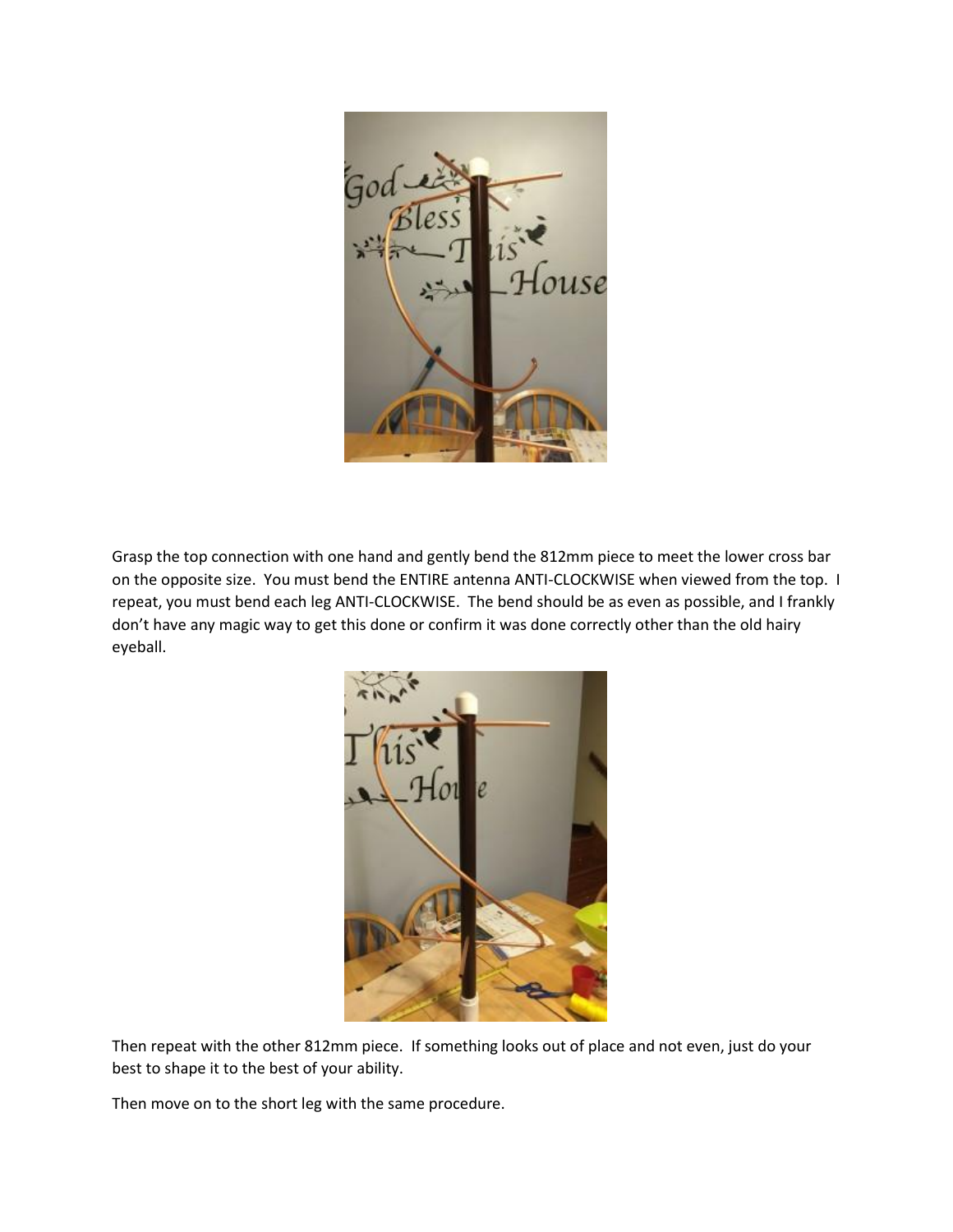Grasp the top connection with one hand and gently bend the 812mm piece to meet the lower cross bar on the opposite size. You must bend the ENTIRE antenna ANTI-CLOCKWISE when viewed from the top. I repeat, you must bend each leg ANTI-CLOCKWISE. The bend should be as even as possible, and I frankly don't have any magic way to get this done or confirm it was done correctly other than the old hairy eyeball.

Then repeat with the other 812mm piece. If something looks out of place and not even, just do your best to shape it to the best of your ability.

Then move on to the short leg with the same procedure.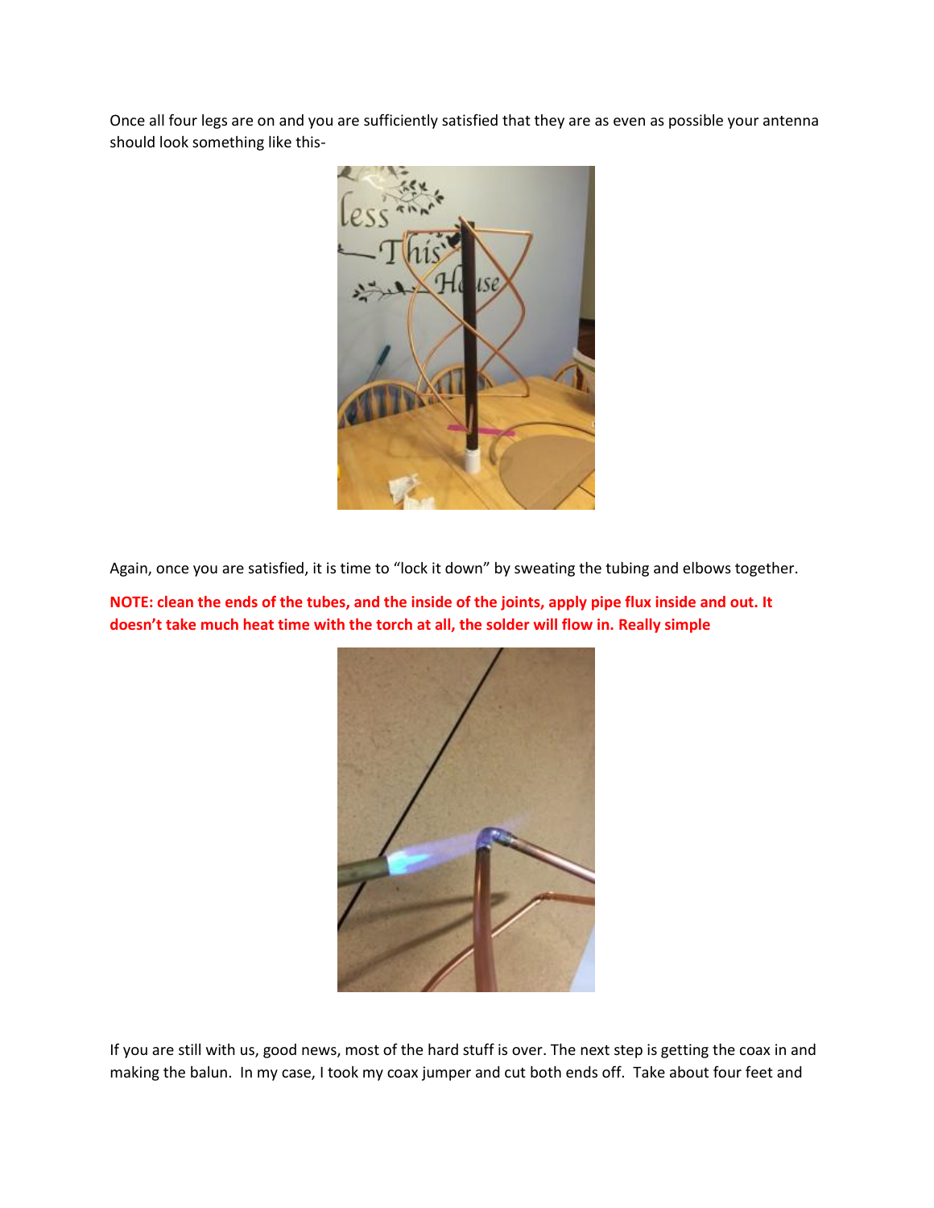Once all four legs are on and you are sufficiently satisfied that they are as even as possible your antenna should look something like this-

Again, once you are satisfied, it is time to "lock it down" by sweating the tubing and elbows together.

**NOTE: clean the ends of the tubes, and the inside of the joints, apply pipe flux inside and out. It doesn't take much heat time with the torch at all, the solder will flow in. Really simple**

If you are still with us, good news, most of the hard stuff is over. The next step is getting the coax in and making the balun. In my case, I took my coax jumper and cut both ends off. Take about four feet and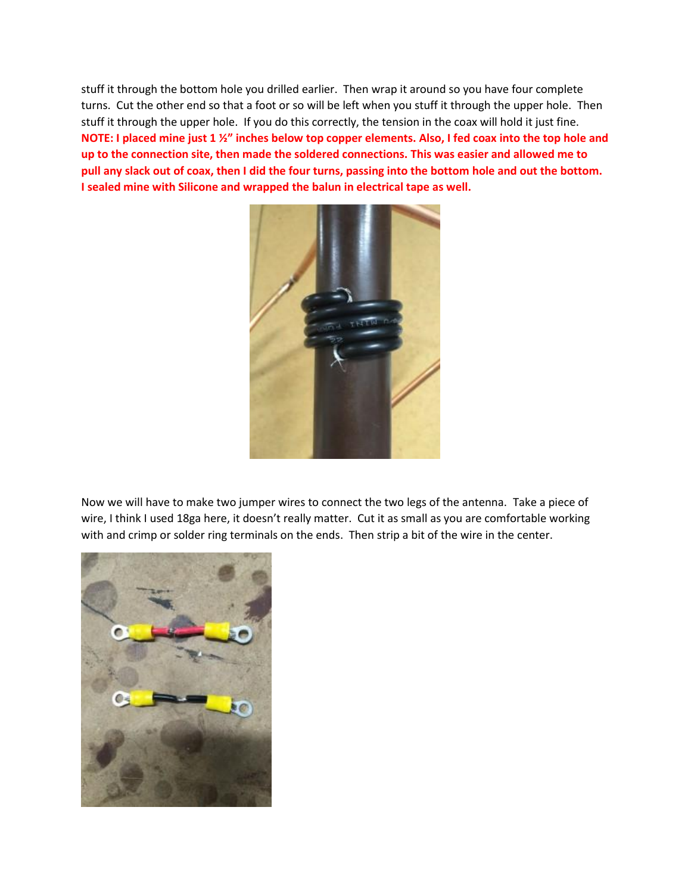stuff it through the bottom hole you drilled earlier. Then wrap it around so you have four complete turns. Cut the other end so that a foot or so will be left when you stuff it through the upper hole. Then stuff it through the upper hole. If you do this correctly, the tension in the coax will hold it just fine. **NOTE: I placed mine just 1 ½" inches below top copper elements. Also, I fed coax into the top hole and up to the connection site, then made the soldered connections. This was easier and allowed me to pull any slack out of coax, then I did the four turns, passing into the bottom hole and out the bottom. I sealed mine with Silicone and wrapped the balun in electrical tape as well.**

Now we will have to make two jumper wires to connect the two legs of the antenna. Take a piece of wire, I think I used 18ga here, it doesn't really matter. Cut it as small as you are comfortable working with and crimp or solder ring terminals on the ends. Then strip a bit of the wire in the center.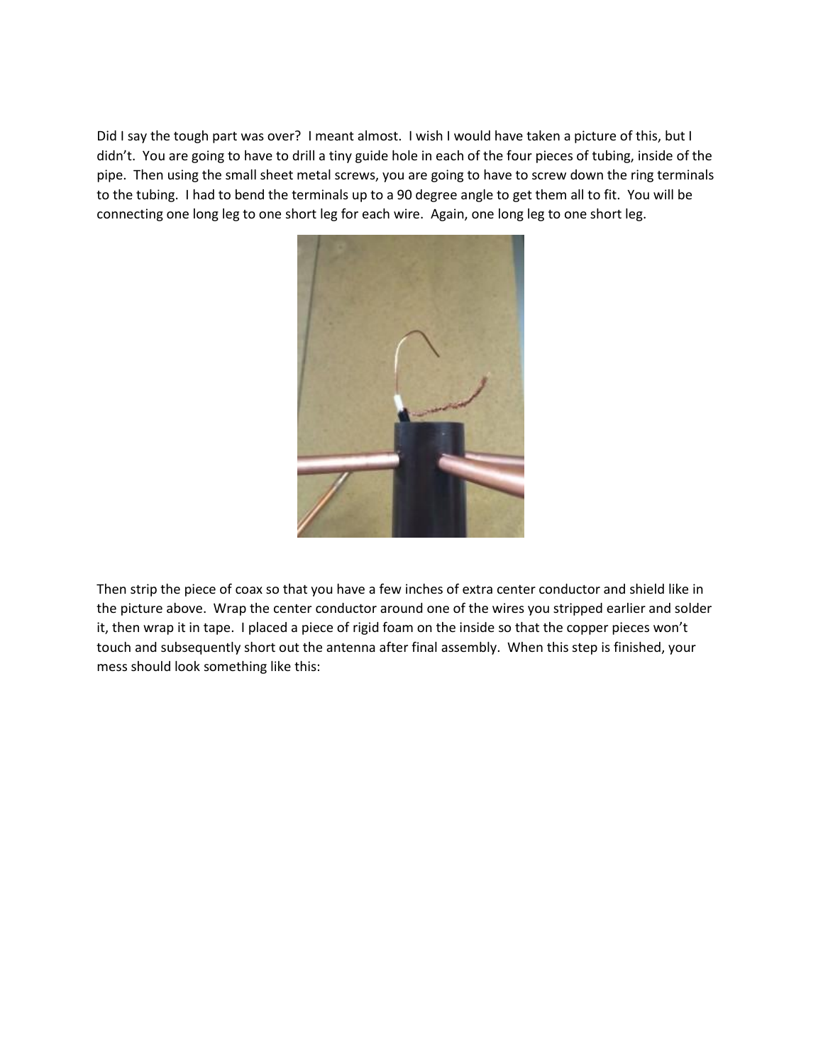Did I say the tough part was over? I meant almost. I wish I would have taken a picture of this, but I didn't. You are going to have to drill a tiny guide hole in each of the four pieces of tubing, inside of the pipe. Then using the small sheet metal screws, you are going to have to screw down the ring terminals to the tubing. I had to bend the terminals up to a 90 degree angle to get them all to fit. You will be connecting one long leg to one short leg for each wire. Again, one long leg to one short leg.

Then strip the piece of coax so that you have a few inches of extra center conductor and shield like in the picture above. Wrap the center conductor around one of the wires you stripped earlier and solder it, then wrap it in tape. I placed a piece of rigid foam on the inside so that the copper pieces won't touch and subsequently short out the antenna after final assembly. When this step is finished, your mess should look something like this: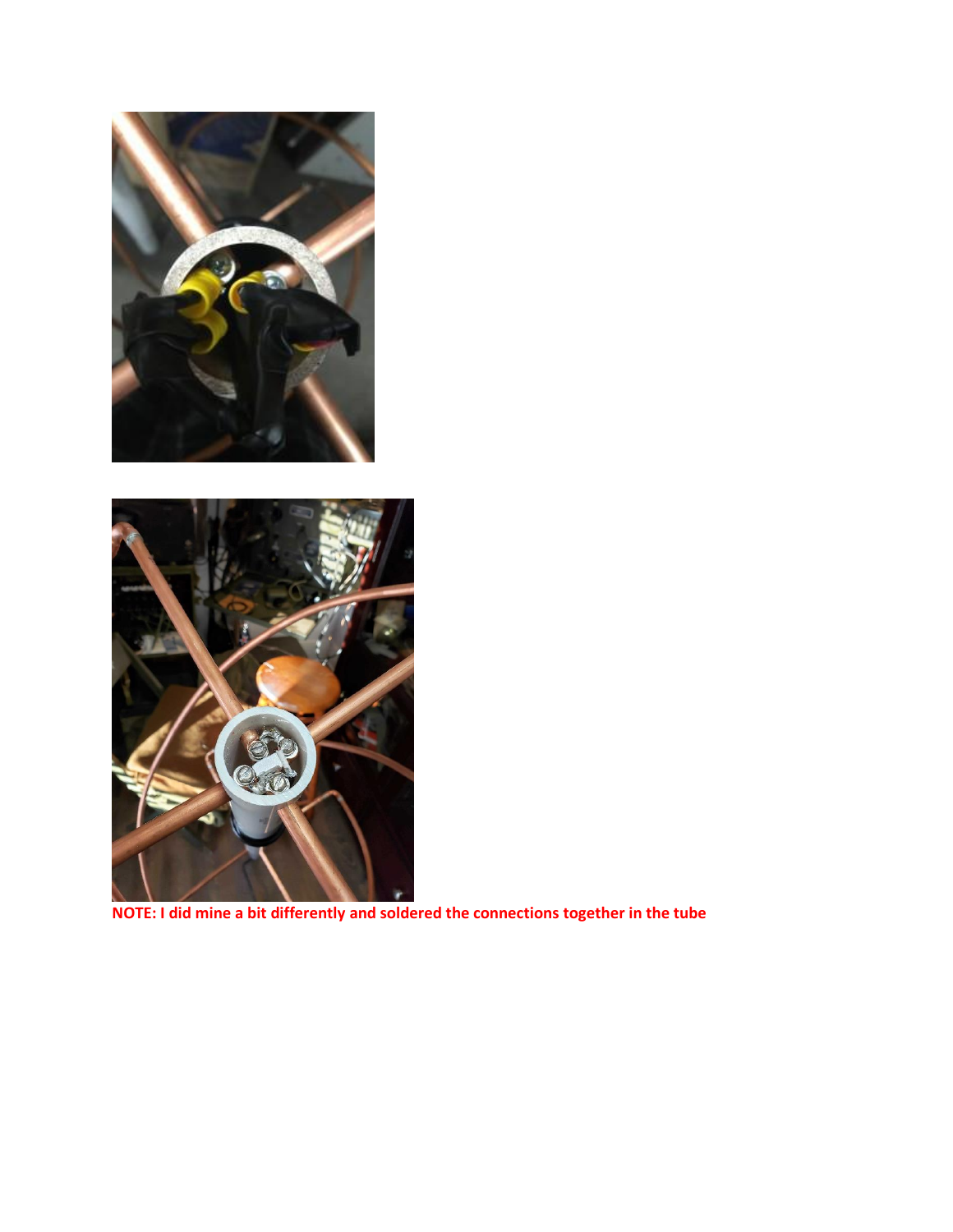**NOTE: I did mine a bit differently and soldered the connections together in the tube**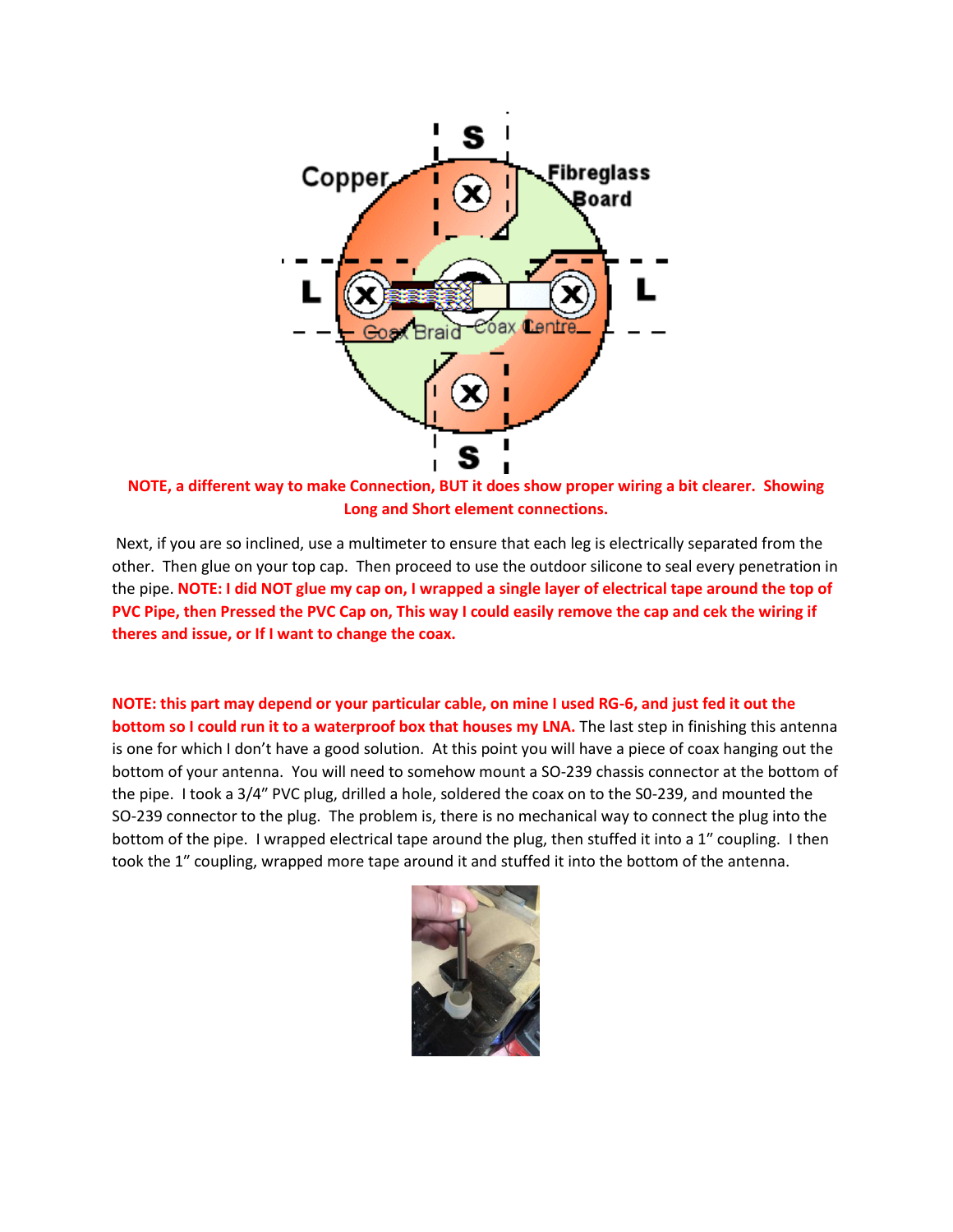**NOTE, a different way to make Connection, BUT it does show proper wiring a bit clearer. Showing Long and Short element connections.**

Next, if you are so inclined, use a multimeter to ensure that each leg is electrically separated from the other. Then glue on your top cap. Then proceed to use the outdoor silicone to seal every penetration in the pipe. **NOTE: I did NOT glue my cap on, I wrapped a single layer of electrical tape around the top of PVC Pipe, then Pressed the PVC Cap on, This way I could easily remove the cap and cek the wiring if theres and issue, or If I want to change the coax.**

**NOTE: this part may depend or your particular cable, on mine I used RG-6, and just fed it out the bottom so I could run it to a waterproof box that houses my LNA.** The last step in finishing this antenna is one for which I don't have a good solution. At this point you will have a piece of coax hanging out the bottom of your antenna. You will need to somehow mount a SO-239 chassis connector at the bottom of the pipe. I took a 3/4" PVC plug, drilled a hole, soldered the coax on to the S0-239, and mounted the SO-239 connector to the plug. The problem is, there is no mechanical way to connect the plug into the bottom of the pipe. I wrapped electrical tape around the plug, then stuffed it into a 1" coupling. I then took the 1" coupling, wrapped more tape around it and stuffed it into the bottom of the antenna.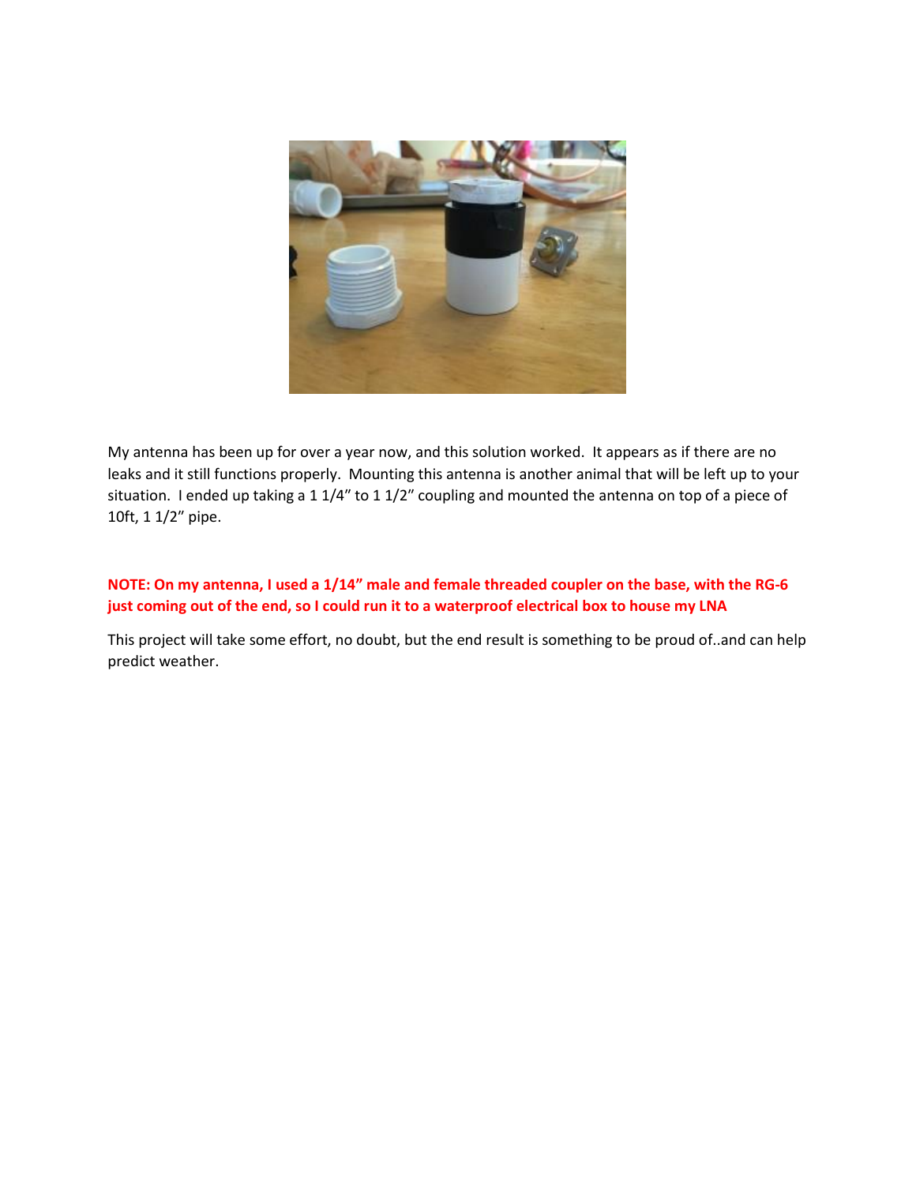My antenna has been up for over a year now, and this solution worked. It appears as if there are no leaks and it still functions properly. Mounting this antenna is another animal that will be left up to your situation. I ended up taking a 1 1/4" to 1 1/2" coupling and mounted the antenna on top of a piece of 10ft, 1 1/2" pipe.

**NOTE: On my antenna, I used a 1/14" male and female threaded coupler on the base, with the RG-6 just coming out of the end, so I could run it to a waterproof electrical box to house my LNA**

This project will take some effort, no doubt, but the end result is something to be proud of..and can help predict weather.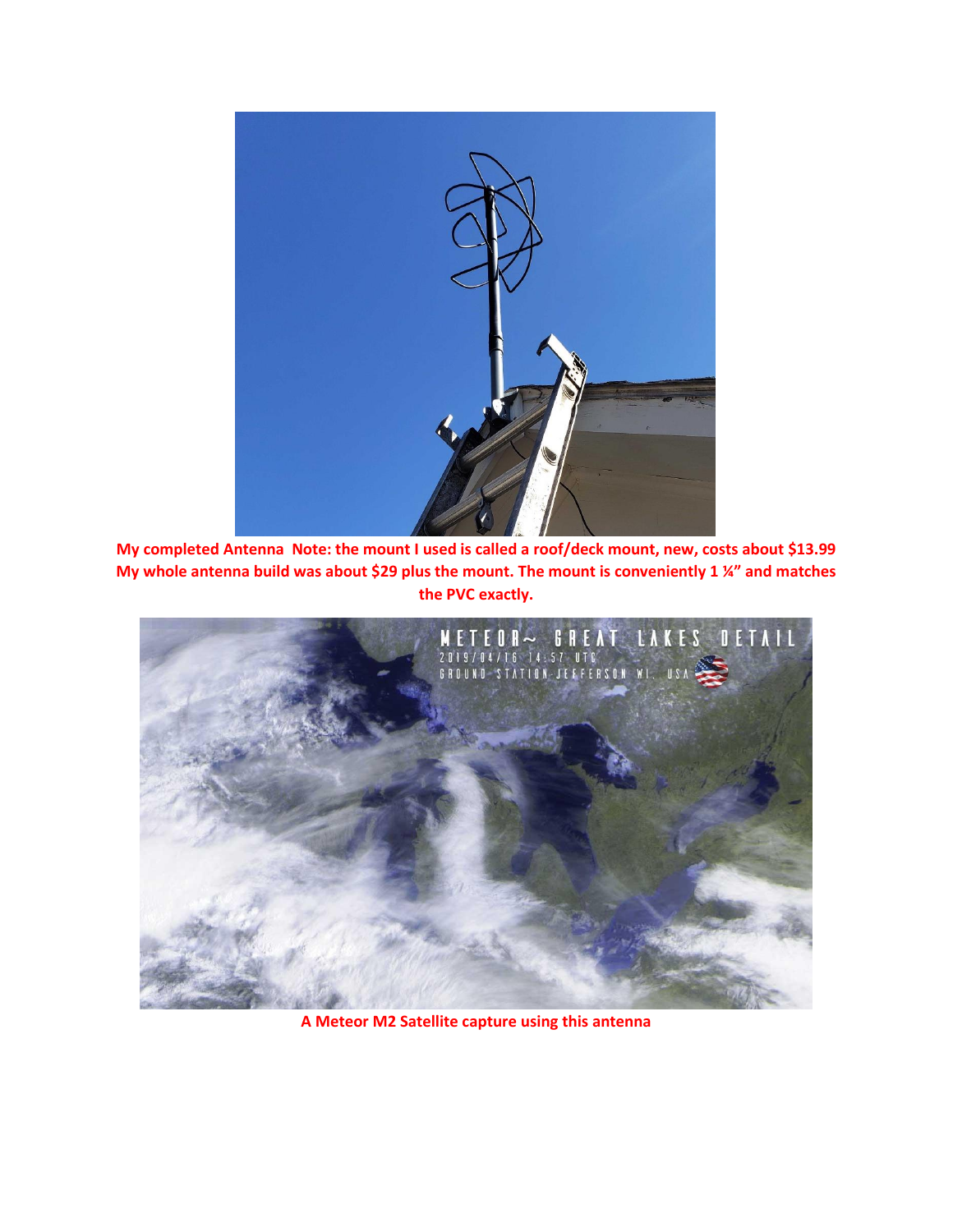My completed Antenna Note: the mount I used is called a roof/deck mount, new, costs about $13.99 My whole antenna build was about $29 plus the mount. The mount is conveniently 1 ¼" and matches the PVC exactly.

A Meteor M2 Satellite capture using this antenna